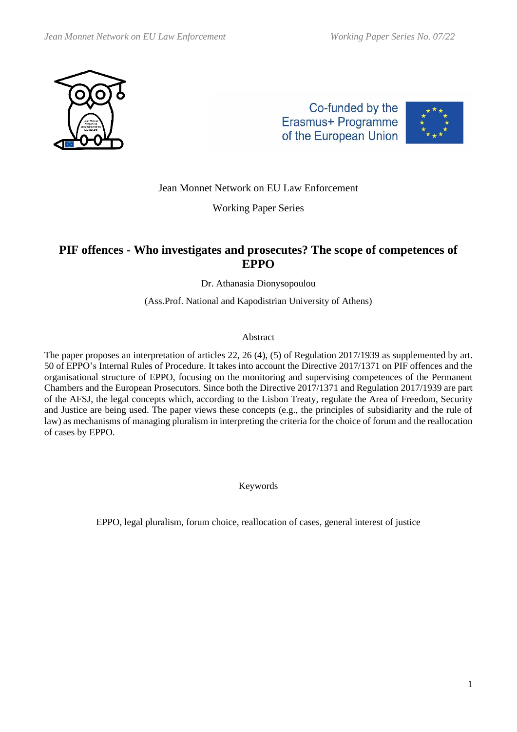Jean Monnet Network on EU Law Enforcement

Working Paper Series

# PIF offences - Who investigates and prosecutes? The scope of competences of EPPO

Dr. Athanasia Dionysopoulou

(Ass.Prof. National and Kapodistrian University of Athens)

Abstract

The paper proposes an interpretation of articles 22, 26 (4), (5) of Regulation 2017/1939 as supplemented by art. 50 of EPPO's Internal Rules of Procedure. It takes into account the Directive 2017/1371 on PIF offences and the organisational structure of EPPO, focusing on the monitoring and supervising competences of the Permanent Chambers and the European Prosecutors. Since both the Directive 2017/1371 and Regulation 2017/1939 are part of the AFSJ, the legal concepts which, according to the Lisbon Treaty, regulate the Area of Freedom, Security and Justice are being used. The paper views these concepts (e.g., the principles of subsidiarity and the rule of law) as mechanisms of managing pluralism in interpreting the criteria for the choice of forum and the reallocation of cases by EPPO.

Keywords

EPPO, legal pluralism, forum choice, reallocation of cases, general interest of justice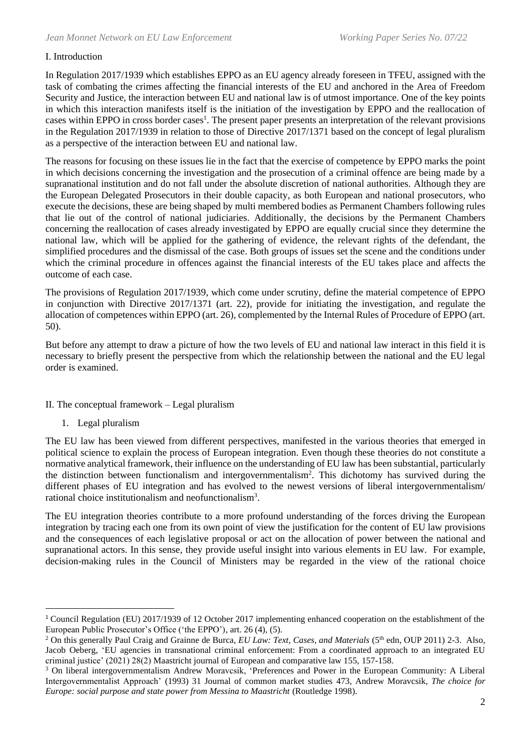## I. Introduction

In Regulation 2017/1939 which establishes EPPO as an EU agency already foreseen in TFEU, assigned with the task of combating the crimes affecting the financial interests of the EU and anchored in the Area of Freedom Security and Justice, the interaction between EU and national law is of utmost importance. One of the key points in which this interaction manifests itself is the initiation of the investigation by EPPO and the reallocation of cases within EPPO in cross border cases[1]. The present paper presents an interpretation of the relevant provisions in the Regulation 2017/1939 in relation to those of Directive 2017/1371 based on the concept of legal pluralism as a perspective of the interaction between EU and national law.

The reasons for focusing on these issues lie in the fact that the exercise of competence by EPPO marks the point in which decisions concerning the investigation and the prosecution of a criminal offence are being made by a supranational institution and do not fall under the absolute discretion of national authorities. Although they are the European Delegated Prosecutors in their double capacity, as both European and national prosecutors, who execute the decisions, these are being shaped by multi membered bodies as Permanent Chambers following rules that lie out of the control of national judiciaries. Additionally, the decisions by the Permanent Chambers concerning the reallocation of cases already investigated by EPPO are equally crucial since they determine the national law, which will be applied for the gathering of evidence, the relevant rights of the defendant, the simplified procedures and the dismissal of the case. Both groups of issues set the scene and the conditions under which the criminal procedure in offences against the financial interests of the EU takes place and affects the outcome of each case.

The provisions of Regulation 2017/1939, which come under scrutiny, define the material competence of EPPO in conjunction with Directive 2017/1371 (art. 22), provide for initiating the investigation, and regulate the allocation of competences within EPPO (art. 26), complemented by the Internal Rules of Procedure of EPPO (art. 50).

But before any attempt to draw a picture of how the two levels of EU and national law interact in this field it is necessary to briefly present the perspective from which the relationship between the national and the EU legal order is examined.

## II. The conceptual framework – Legal pluralism

### 1. Legal pluralism

The EU law has been viewed from different perspectives, manifested in the various theories that emerged in political science to explain the process of European integration. Even though these theories do not constitute a normative analytical framework, their influence on the understanding of EU law has been substantial, particularly the distinction between functionalism and intergovernmentalism[2]. This dichotomy has survived during the different phases of EU integration and has evolved to the newest versions of liberal intergovernmentalism/ rational choice institutionalism and neofunctionalism[3].

The EU integration theories contribute to a more profound understanding of the forces driving the European integration by tracing each one from its own point of view the justification for the content of EU law provisions and the consequences of each legislative proposal or act on the allocation of power between the national and supranational actors. In this sense, they provide useful insight into various elements in EU law. For example, decision-making rules in the Council of Ministers may be regarded in the view of the rational choice

---

[1] Council Regulation (EU) 2017/1939 of 12 October 2017 implementing enhanced cooperation on the establishment of the European Public Prosecutor's Office ('the EPPO'), art. 26 (4), (5).

[2] On this generally Paul Craig and Grainne de Burca, *EU Law: Text, Cases, and Materials* (5th edn, OUP 2011) 2-3. Also, Jacob Oeberg, 'EU agencies in transnational criminal enforcement: From a coordinated approach to an integrated EU criminal justice' (2021) 28(2) Maastricht journal of European and comparative law 155, 157-158.

[3] On liberal intergovernmentalism Andrew Moravcsik, 'Preferences and Power in the European Community: A Liberal Intergovernmentalist Approach' (1993) 31 Journal of common market studies 473, Andrew Moravcsik, *The choice for Europe: social purpose and state power from Messina to Maastricht* (Routledge 1998).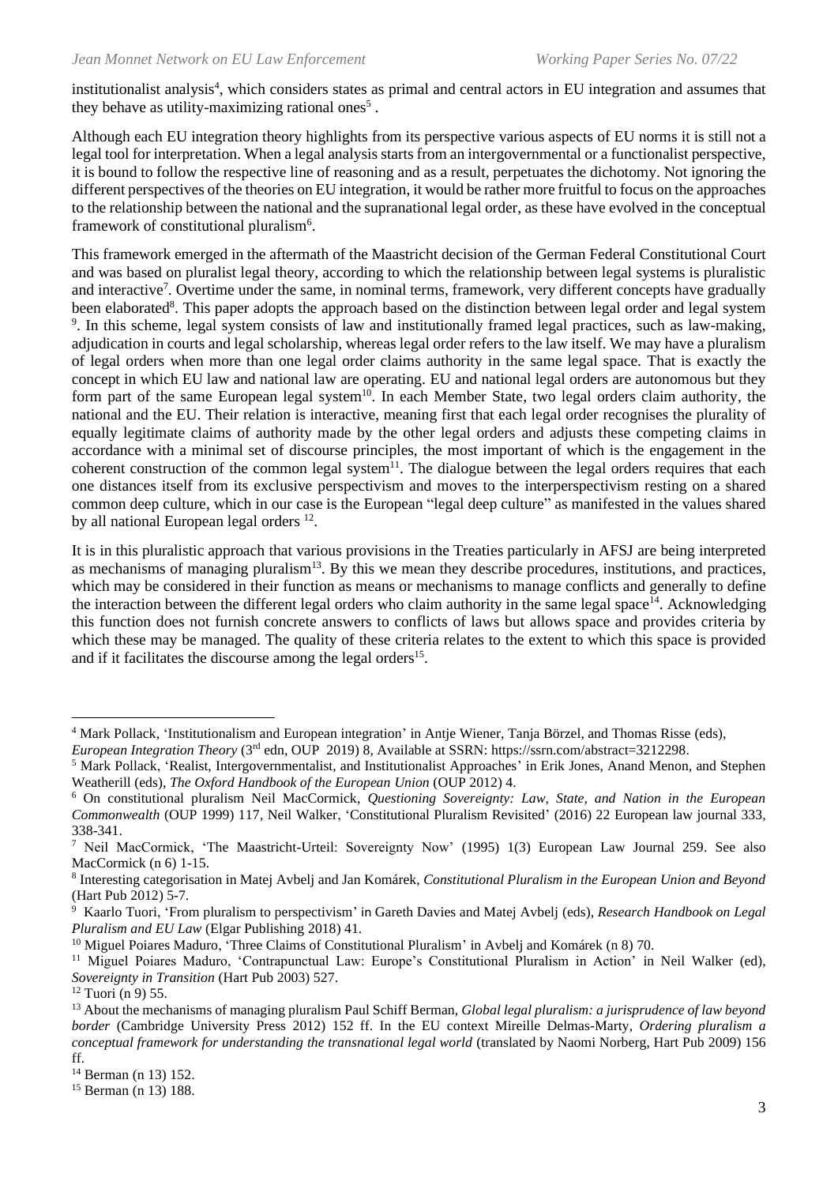institutionalist analysis[4], which considers states as primal and central actors in EU integration and assumes that they behave as utility-maximizing rational ones[5] .

Although each EU integration theory highlights from its perspective various aspects of EU norms it is still not a legal tool for interpretation. When a legal analysis starts from an intergovernmental or a functionalist perspective, it is bound to follow the respective line of reasoning and as a result, perpetuates the dichotomy. Not ignoring the different perspectives of the theories on EU integration, it would be rather more fruitful to focus on the approaches to the relationship between the national and the supranational legal order, as these have evolved in the conceptual framework of constitutional pluralism[6].

This framework emerged in the aftermath of the Maastricht decision of the German Federal Constitutional Court and was based on pluralist legal theory, according to which the relationship between legal systems is pluralistic and interactive[7]. Overtime under the same, in nominal terms, framework, very different concepts have gradually been elaborated[8]. This paper adopts the approach based on the distinction between legal order and legal system [9]. In this scheme, legal system consists of law and institutionally framed legal practices, such as law-making, adjudication in courts and legal scholarship, whereas legal order refers to the law itself. We may have a pluralism of legal orders when more than one legal order claims authority in the same legal space. That is exactly the concept in which EU law and national law are operating. EU and national legal orders are autonomous but they form part of the same European legal system[10]. In each Member State, two legal orders claim authority, the national and the EU. Their relation is interactive, meaning first that each legal order recognises the plurality of equally legitimate claims of authority made by the other legal orders and adjusts these competing claims in accordance with a minimal set of discourse principles, the most important of which is the engagement in the coherent construction of the common legal system[11]. The dialogue between the legal orders requires that each one distances itself from its exclusive perspectivism and moves to the interperspectivism resting on a shared common deep culture, which in our case is the European "legal deep culture" as manifested in the values shared by all national European legal orders [12].

It is in this pluralistic approach that various provisions in the Treaties particularly in AFSJ are being interpreted as mechanisms of managing pluralism[13]. By this we mean they describe procedures, institutions, and practices, which may be considered in their function as means or mechanisms to manage conflicts and generally to define the interaction between the different legal orders who claim authority in the same legal space[14]. Acknowledging this function does not furnish concrete answers to conflicts of laws but allows space and provides criteria by which these may be managed. The quality of these criteria relates to the extent to which this space is provided and if it facilitates the discourse among the legal orders[15].

---

[4] Mark Pollack, 'Institutionalism and European integration' in Antje Wiener, Tanja Börzel, and Thomas Risse (eds), *European Integration Theory* (3rd edn, OUP 2019) 8, Available at SSRN: https://ssrn.com/abstract=3212298.

[5] Mark Pollack, 'Realist, Intergovernmentalist, and Institutionalist Approaches' in Erik Jones, Anand Menon, and Stephen Weatherill (eds), *The Oxford Handbook of the European Union* (OUP 2012) 4.

[6] On constitutional pluralism Neil MacCormick, *Questioning Sovereignty: Law, State, and Nation in the European Commonwealth* (OUP 1999) 117, Neil Walker, 'Constitutional Pluralism Revisited' (2016) 22 European law journal 333, 338-341.

[7] Neil MacCormick, 'The Maastricht-Urteil: Sovereignty Now' (1995) 1(3) European Law Journal 259. See also MacCormick (n 6) 1-15.

[8] Interesting categorisation in Matej Avbelj and Jan Komárek, *Constitutional Pluralism in the European Union and Beyond* (Hart Pub 2012) 5-7.

[9] Kaarlo Tuori, 'From pluralism to perspectivism' in Gareth Davies and Matej Avbelj (eds), *Research Handbook on Legal Pluralism and EU Law* (Elgar Publishing 2018) 41.

[10] Miguel Poiares Maduro, 'Three Claims of Constitutional Pluralism' in Avbelj and Komárek (n 8) 70.

[11] Miguel Poiares Maduro, 'Contrapunctual Law: Europe's Constitutional Pluralism in Action' in Neil Walker (ed), *Sovereignty in Transition* (Hart Pub 2003) 527.

[12] Tuori (n 9) 55.

[13] About the mechanisms of managing pluralism Paul Schiff Berman, *Global legal pluralism: a jurisprudence of law beyond border* (Cambridge University Press 2012) 152 ff. In the EU context Mireille Delmas-Marty, *Ordering pluralism a conceptual framework for understanding the transnational legal world* (translated by Naomi Norberg, Hart Pub 2009) 156 ff.

[14] Berman (n 13) 152.

[15] Berman (n 13) 188.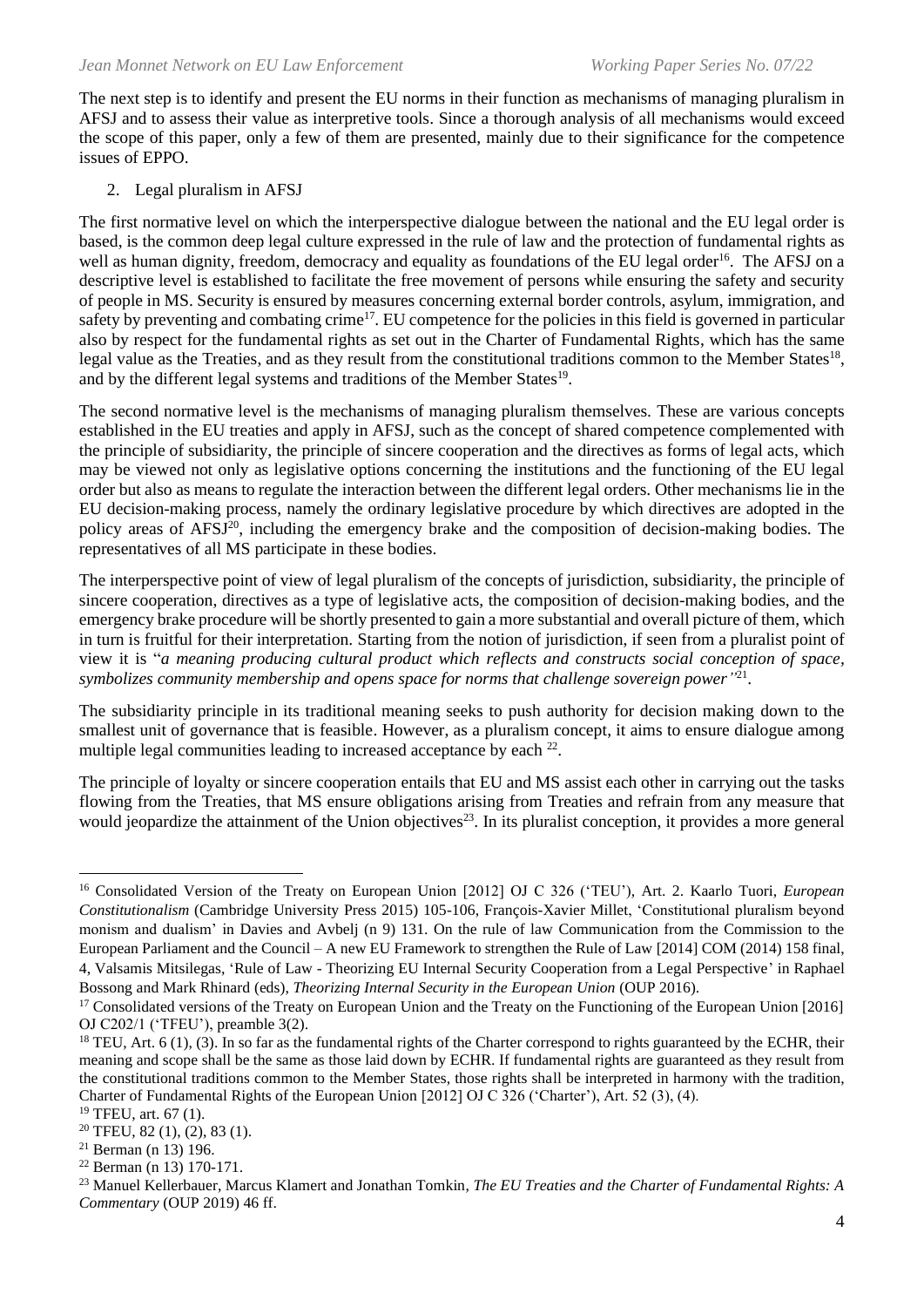The next step is to identify and present the EU norms in their function as mechanisms of managing pluralism in AFSJ and to assess their value as interpretive tools. Since a thorough analysis of all mechanisms would exceed the scope of this paper, only a few of them are presented, mainly due to their significance for the competence issues of EPPO.

## 2. Legal pluralism in AFSJ

The first normative level on which the interperspective dialogue between the national and the EU legal order is based, is the common deep legal culture expressed in the rule of law and the protection of fundamental rights as well as human dignity, freedom, democracy and equality as foundations of the EU legal order[16]. The AFSJ on a descriptive level is established to facilitate the free movement of persons while ensuring the safety and security of people in MS. Security is ensured by measures concerning external border controls, asylum, immigration, and safety by preventing and combating crime[17]. EU competence for the policies in this field is governed in particular also by respect for the fundamental rights as set out in the Charter of Fundamental Rights, which has the same legal value as the Treaties, and as they result from the constitutional traditions common to the Member States[18], and by the different legal systems and traditions of the Member States[19].

The second normative level is the mechanisms of managing pluralism themselves. These are various concepts established in the EU treaties and apply in AFSJ, such as the concept of shared competence complemented with the principle of subsidiarity, the principle of sincere cooperation and the directives as forms of legal acts, which may be viewed not only as legislative options concerning the institutions and the functioning of the EU legal order but also as means to regulate the interaction between the different legal orders. Other mechanisms lie in the EU decision-making process, namely the ordinary legislative procedure by which directives are adopted in the policy areas of AFSJ[20], including the emergency brake and the composition of decision-making bodies. The representatives of all MS participate in these bodies.

The interperspective point of view of legal pluralism of the concepts of jurisdiction, subsidiarity, the principle of sincere cooperation, directives as a type of legislative acts, the composition of decision-making bodies, and the emergency brake procedure will be shortly presented to gain a more substantial and overall picture of them, which in turn is fruitful for their interpretation. Starting from the notion of jurisdiction, if seen from a pluralist point of view it is "*a meaning producing cultural product which reflects and constructs social conception of space, symbolizes community membership and opens space for norms that challenge sovereign power*"[21].

The subsidiarity principle in its traditional meaning seeks to push authority for decision making down to the smallest unit of governance that is feasible. However, as a pluralism concept, it aims to ensure dialogue among multiple legal communities leading to increased acceptance by each [22].

The principle of loyalty or sincere cooperation entails that EU and MS assist each other in carrying out the tasks flowing from the Treaties, that MS ensure obligations arising from Treaties and refrain from any measure that would jeopardize the attainment of the Union objectives[23]. In its pluralist conception, it provides a more general

---

[16] Consolidated Version of the Treaty on European Union [2012] OJ C 326 ('TEU'), Art. 2. Kaarlo Tuori, *European Constitutionalism* (Cambridge University Press 2015) 105-106, François-Xavier Millet, 'Constitutional pluralism beyond monism and dualism' in Davies and Avbelj (n 9) 131. On the rule of law Communication from the Commission to the European Parliament and the Council – A new EU Framework to strengthen the Rule of Law [2014] COM (2014) 158 final, 4, Valsamis Mitsilegas, 'Rule of Law - Theorizing EU Internal Security Cooperation from a Legal Perspective' in Raphael Bossong and Mark Rhinard (eds), *Theorizing Internal Security in the European Union* (OUP 2016).

[17] Consolidated versions of the Treaty on European Union and the Treaty on the Functioning of the European Union [2016] OJ C202/1 ('TFEU'), preamble 3(2).

[18] TEU, Art. 6 (1), (3). In so far as the fundamental rights of the Charter correspond to rights guaranteed by the ECHR, their meaning and scope shall be the same as those laid down by ECHR. If fundamental rights are guaranteed as they result from the constitutional traditions common to the Member States, those rights shall be interpreted in harmony with the tradition, Charter of Fundamental Rights of the European Union [2012] OJ C 326 ('Charter'), Art. 52 (3), (4).

[19] TFEU, art. 67 (1).

[20] TFEU, 82 (1), (2), 83 (1).

[21] Berman (n 13) 196.

[22] Berman (n 13) 170-171.

[23] Manuel Kellerbauer, Marcus Klamert and Jonathan Tomkin, *The EU Treaties and the Charter of Fundamental Rights: A Commentary* (OUP 2019) 46 ff.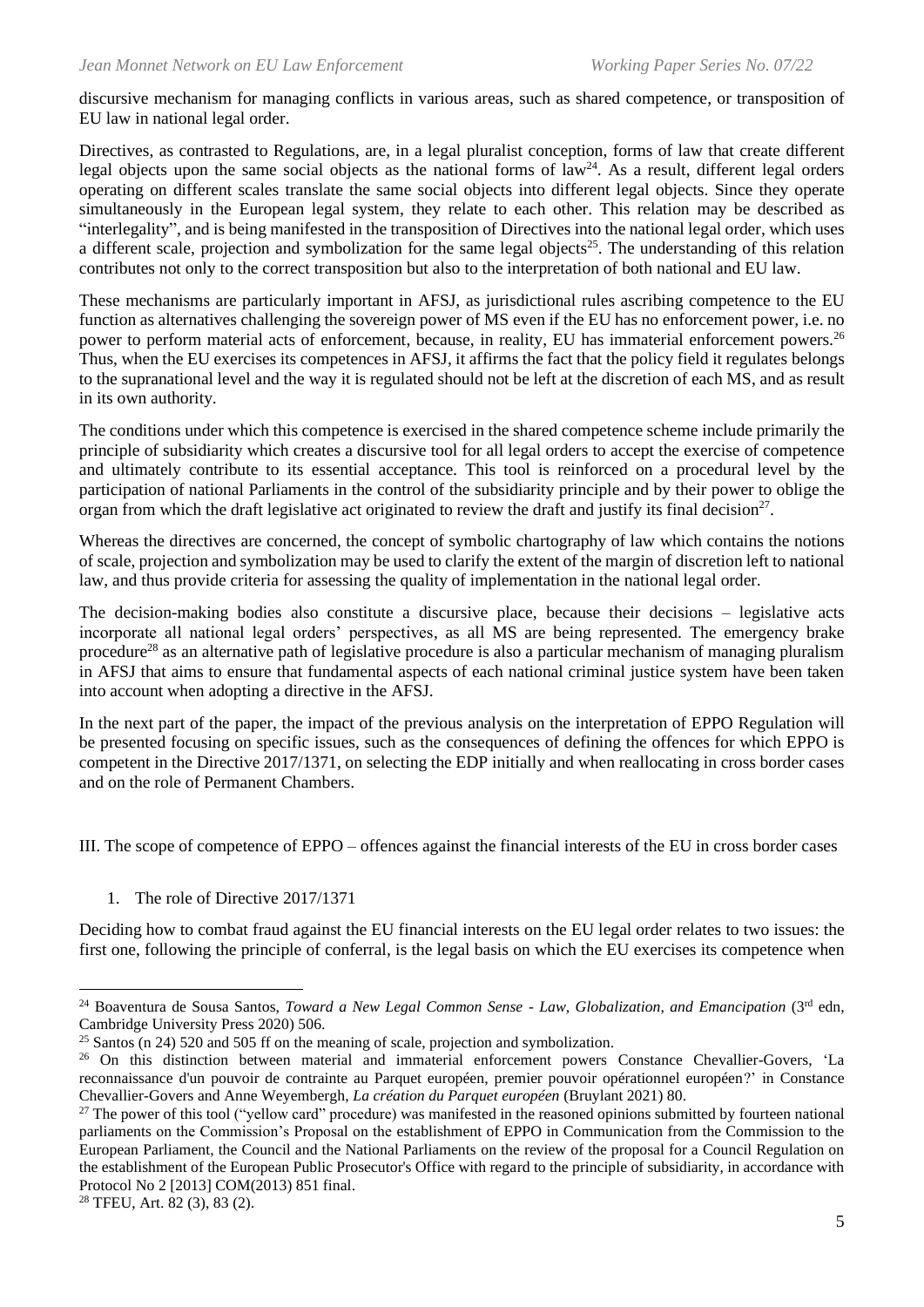discursive mechanism for managing conflicts in various areas, such as shared competence, or transposition of EU law in national legal order.

Directives, as contrasted to Regulations, are, in a legal pluralist conception, forms of law that create different legal objects upon the same social objects as the national forms of law[24]. As a result, different legal orders operating on different scales translate the same social objects into different legal objects. Since they operate simultaneously in the European legal system, they relate to each other. This relation may be described as "interlegality", and is being manifested in the transposition of Directives into the national legal order, which uses a different scale, projection and symbolization for the same legal objects[25]. The understanding of this relation contributes not only to the correct transposition but also to the interpretation of both national and EU law.

These mechanisms are particularly important in AFSJ, as jurisdictional rules ascribing competence to the EU function as alternatives challenging the sovereign power of MS even if the EU has no enforcement power, i.e. no power to perform material acts of enforcement, because, in reality, EU has immaterial enforcement powers.[26] Thus, when the EU exercises its competences in AFSJ, it affirms the fact that the policy field it regulates belongs to the supranational level and the way it is regulated should not be left at the discretion of each MS, and as result in its own authority.

The conditions under which this competence is exercised in the shared competence scheme include primarily the principle of subsidiarity which creates a discursive tool for all legal orders to accept the exercise of competence and ultimately contribute to its essential acceptance. This tool is reinforced on a procedural level by the participation of national Parliaments in the control of the subsidiarity principle and by their power to oblige the organ from which the draft legislative act originated to review the draft and justify its final decision[27].

Whereas the directives are concerned, the concept of symbolic chartography of law which contains the notions of scale, projection and symbolization may be used to clarify the extent of the margin of discretion left to national law, and thus provide criteria for assessing the quality of implementation in the national legal order.

The decision-making bodies also constitute a discursive place, because their decisions – legislative acts incorporate all national legal orders' perspectives, as all MS are being represented. The emergency brake procedure[28] as an alternative path of legislative procedure is also a particular mechanism of managing pluralism in AFSJ that aims to ensure that fundamental aspects of each national criminal justice system have been taken into account when adopting a directive in the AFSJ.

In the next part of the paper, the impact of the previous analysis on the interpretation of EPPO Regulation will be presented focusing on specific issues, such as the consequences of defining the offences for which EPPO is competent in the Directive 2017/1371, on selecting the EDP initially and when reallocating in cross border cases and on the role of Permanent Chambers.

## III. The scope of competence of EPPO – offences against the financial interests of the EU in cross border cases

### 1. The role of Directive 2017/1371

Deciding how to combat fraud against the EU financial interests on the EU legal order relates to two issues: the first one, following the principle of conferral, is the legal basis on which the EU exercises its competence when

---

[24] Boaventura de Sousa Santos, *Toward a New Legal Common Sense - Law, Globalization, and Emancipation* (3rd edn, Cambridge University Press 2020) 506.

[25] Santos (n 24) 520 and 505 ff on the meaning of scale, projection and symbolization.

[26] On this distinction between material and immaterial enforcement powers Constance Chevallier-Govers, 'La reconnaissance d'un pouvoir de contrainte au Parquet européen, premier pouvoir opérationnel européen?' in Constance Chevallier-Govers and Anne Weyembergh, *La création du Parquet européen* (Bruylant 2021) 80.

[27] The power of this tool ("yellow card" procedure) was manifested in the reasoned opinions submitted by fourteen national parliaments on the Commission's Proposal on the establishment of EPPO in Communication from the Commission to the European Parliament, the Council and the National Parliaments on the review of the proposal for a Council Regulation on the establishment of the European Public Prosecutor's Office with regard to the principle of subsidiarity, in accordance with Protocol No 2 [2013] COM(2013) 851 final.

[28] TFEU, Art. 82 (3), 83 (2).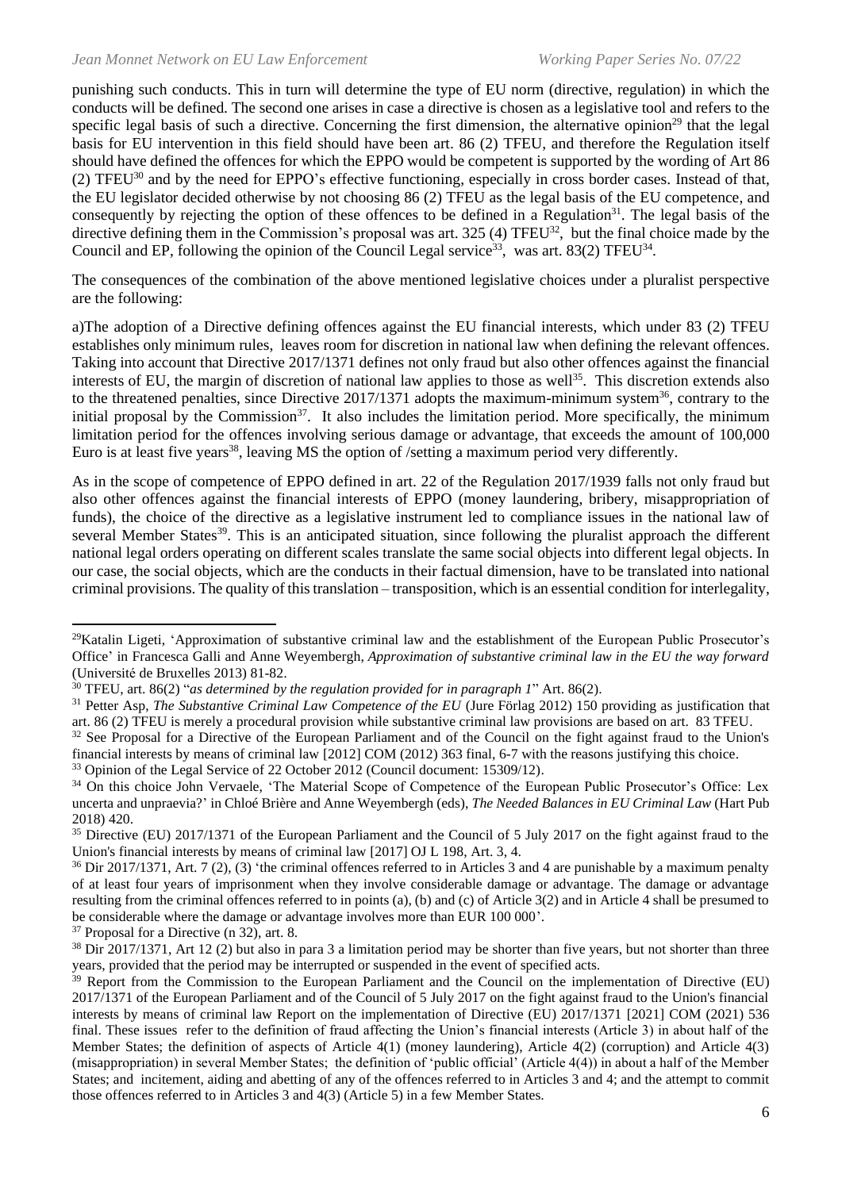punishing such conducts. This in turn will determine the type of EU norm (directive, regulation) in which the conducts will be defined. The second one arises in case a directive is chosen as a legislative tool and refers to the specific legal basis of such a directive. Concerning the first dimension, the alternative opinion[29] that the legal basis for EU intervention in this field should have been art. 86 (2) TFEU, and therefore the Regulation itself should have defined the offences for which the EPPO would be competent is supported by the wording of Art 86 (2) TFEU[30] and by the need for EPPO's effective functioning, especially in cross border cases. Instead of that, the EU legislator decided otherwise by not choosing 86 (2) TFEU as the legal basis of the EU competence, and consequently by rejecting the option of these offences to be defined in a Regulation[31]. The legal basis of the directive defining them in the Commission's proposal was art. 325 (4) TFEU[32], but the final choice made by the Council and EP, following the opinion of the Council Legal service[33], was art. 83(2) TFEU[34].

The consequences of the combination of the above mentioned legislative choices under a pluralist perspective are the following:

a)The adoption of a Directive defining offences against the EU financial interests, which under 83 (2) TFEU establishes only minimum rules, leaves room for discretion in national law when defining the relevant offences. Taking into account that Directive 2017/1371 defines not only fraud but also other offences against the financial interests of EU, the margin of discretion of national law applies to those as well[35]. This discretion extends also to the threatened penalties, since Directive 2017/1371 adopts the maximum-minimum system[36], contrary to the initial proposal by the Commission[37]. It also includes the limitation period. More specifically, the minimum limitation period for the offences involving serious damage or advantage, that exceeds the amount of 100,000 Euro is at least five years[38], leaving MS the option of /setting a maximum period very differently.

As in the scope of competence of EPPO defined in art. 22 of the Regulation 2017/1939 falls not only fraud but also other offences against the financial interests of EPPO (money laundering, bribery, misappropriation of funds), the choice of the directive as a legislative instrument led to compliance issues in the national law of several Member States[39]. This is an anticipated situation, since following the pluralist approach the different national legal orders operating on different scales translate the same social objects into different legal objects. In our case, the social objects, which are the conducts in their factual dimension, have to be translated into national criminal provisions. The quality of this translation – transposition, which is an essential condition for interlegality,

---

[29] Katalin Ligeti, 'Approximation of substantive criminal law and the establishment of the European Public Prosecutor's Office' in Francesca Galli and Anne Weyembergh, *Approximation of substantive criminal law in the EU the way forward* (Université de Bruxelles 2013) 81-82.

[30] TFEU, art. 86(2) "*as determined by the regulation provided for in paragraph 1*" Art. 86(2).

[31] Petter Asp, *The Substantive Criminal Law Competence of the EU* (Jure Förlag 2012) 150 providing as justification that art. 86 (2) TFEU is merely a procedural provision while substantive criminal law provisions are based on art. 83 TFEU.

[32] See Proposal for a Directive of the European Parliament and of the Council on the fight against fraud to the Union's financial interests by means of criminal law [2012] COM (2012) 363 final, 6-7 with the reasons justifying this choice.

[33] Opinion of the Legal Service of 22 October 2012 (Council document: 15309/12).

[34] On this choice John Vervaele, 'The Material Scope of Competence of the European Public Prosecutor's Office: Lex uncerta and unpraevia?' in Chloé Brière and Anne Weyembergh (eds), *The Needed Balances in EU Criminal Law* (Hart Pub 2018) 420.

[35] Directive (EU) 2017/1371 of the European Parliament and the Council of 5 July 2017 on the fight against fraud to the Union's financial interests by means of criminal law [2017] OJ L 198, Art. 3, 4.

[36] Dir 2017/1371, Art. 7 (2), (3) 'the criminal offences referred to in Articles 3 and 4 are punishable by a maximum penalty of at least four years of imprisonment when they involve considerable damage or advantage. The damage or advantage resulting from the criminal offences referred to in points (a), (b) and (c) of Article 3(2) and in Article 4 shall be presumed to be considerable where the damage or advantage involves more than EUR 100 000'.

[37] Proposal for a Directive (n 32), art. 8.

[38] Dir 2017/1371, Art 12 (2) but also in para 3 a limitation period may be shorter than five years, but not shorter than three years, provided that the period may be interrupted or suspended in the event of specified acts.

[39] Report from the Commission to the European Parliament and the Council on the implementation of Directive (EU) 2017/1371 of the European Parliament and of the Council of 5 July 2017 on the fight against fraud to the Union's financial interests by means of criminal law Report on the implementation of Directive (EU) 2017/1371 [2021] COM (2021) 536 final. These issues refer to the definition of fraud affecting the Union's financial interests (Article 3) in about half of the Member States; the definition of aspects of Article 4(1) (money laundering), Article 4(2) (corruption) and Article 4(3) (misappropriation) in several Member States; the definition of 'public official' (Article 4(4)) in about a half of the Member States; and incitement, aiding and abetting of any of the offences referred to in Articles 3 and 4; and the attempt to commit those offences referred to in Articles 3 and 4(3) (Article 5) in a few Member States.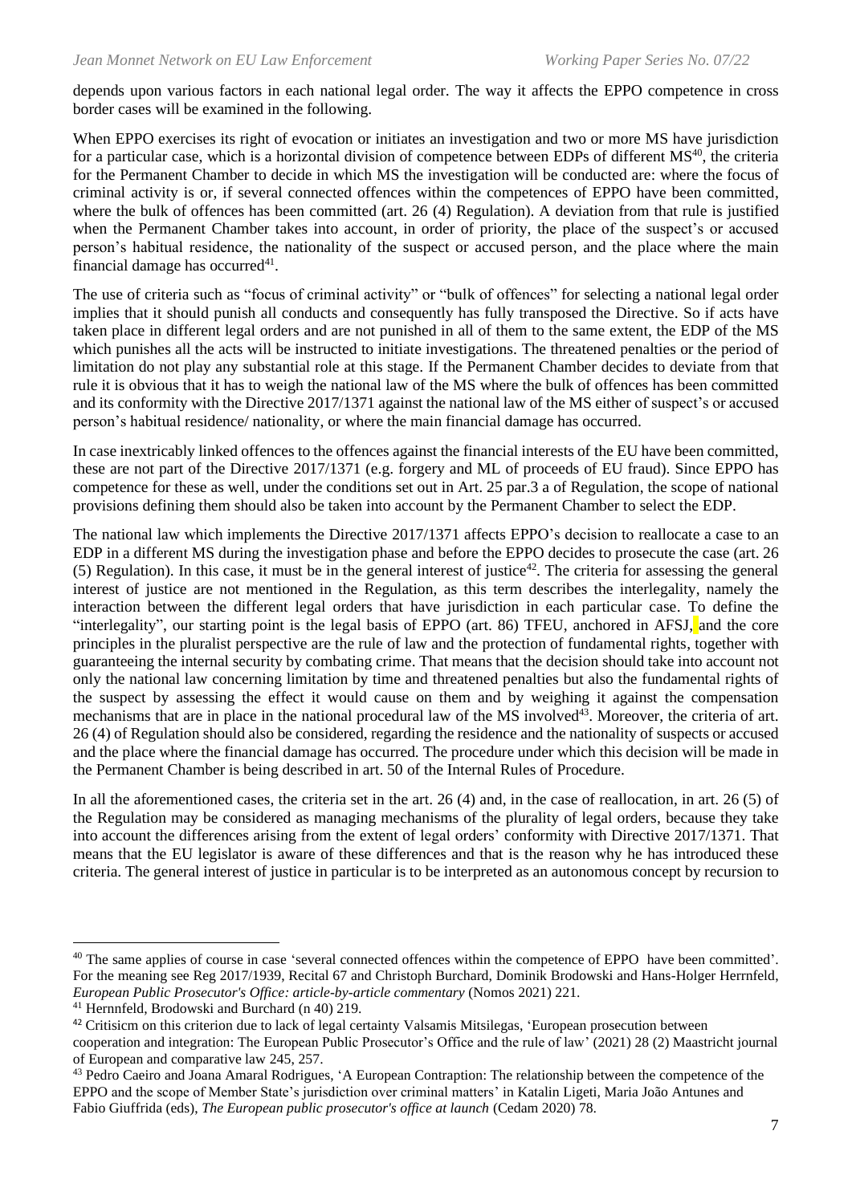depends upon various factors in each national legal order. The way it affects the EPPO competence in cross border cases will be examined in the following.

When EPPO exercises its right of evocation or initiates an investigation and two or more MS have jurisdiction for a particular case, which is a horizontal division of competence between EDPs of different MS[40], the criteria for the Permanent Chamber to decide in which MS the investigation will be conducted are: where the focus of criminal activity is or, if several connected offences within the competences of EPPO have been committed, where the bulk of offences has been committed (art. 26 (4) Regulation). A deviation from that rule is justified when the Permanent Chamber takes into account, in order of priority, the place of the suspect's or accused person's habitual residence, the nationality of the suspect or accused person, and the place where the main financial damage has occurred[41].

The use of criteria such as "focus of criminal activity" or "bulk of offences" for selecting a national legal order implies that it should punish all conducts and consequently has fully transposed the Directive. So if acts have taken place in different legal orders and are not punished in all of them to the same extent, the EDP of the MS which punishes all the acts will be instructed to initiate investigations. The threatened penalties or the period of limitation do not play any substantial role at this stage. If the Permanent Chamber decides to deviate from that rule it is obvious that it has to weigh the national law of the MS where the bulk of offences has been committed and its conformity with the Directive 2017/1371 against the national law of the MS either of suspect's or accused person's habitual residence/ nationality, or where the main financial damage has occurred.

In case inextricably linked offences to the offences against the financial interests of the EU have been committed, these are not part of the Directive 2017/1371 (e.g. forgery and ML of proceeds of EU fraud). Since EPPO has competence for these as well, under the conditions set out in Art. 25 par.3 a of Regulation, the scope of national provisions defining them should also be taken into account by the Permanent Chamber to select the EDP.

The national law which implements the Directive 2017/1371 affects EPPO's decision to reallocate a case to an EDP in a different MS during the investigation phase and before the EPPO decides to prosecute the case (art. 26 (5) Regulation). In this case, it must be in the general interest of justice[42]. The criteria for assessing the general interest of justice are not mentioned in the Regulation, as this term describes the interlegality, namely the interaction between the different legal orders that have jurisdiction in each particular case. To define the "interlegality", our starting point is the legal basis of EPPO (art. 86) TFEU, anchored in AFSJ, and the core principles in the pluralist perspective are the rule of law and the protection of fundamental rights, together with guaranteeing the internal security by combating crime. That means that the decision should take into account not only the national law concerning limitation by time and threatened penalties but also the fundamental rights of the suspect by assessing the effect it would cause on them and by weighing it against the compensation mechanisms that are in place in the national procedural law of the MS involved[43]. Moreover, the criteria of art. 26 (4) of Regulation should also be considered, regarding the residence and the nationality of suspects or accused and the place where the financial damage has occurred. The procedure under which this decision will be made in the Permanent Chamber is being described in art. 50 of the Internal Rules of Procedure.

In all the aforementioned cases, the criteria set in the art. 26 (4) and, in the case of reallocation, in art. 26 (5) of the Regulation may be considered as managing mechanisms of the plurality of legal orders, because they take into account the differences arising from the extent of legal orders' conformity with Directive 2017/1371. That means that the EU legislator is aware of these differences and that is the reason why he has introduced these criteria. The general interest of justice in particular is to be interpreted as an autonomous concept by recursion to

---

[40] The same applies of course in case 'several connected offences within the competence of EPPO have been committed'. For the meaning see Reg 2017/1939, Recital 67 and Christoph Burchard, Dominik Brodowski and Hans-Holger Herrnfeld, *European Public Prosecutor's Office: article-by-article commentary* (Nomos 2021) 221.

[41] Hernnfeld, Brodowski and Burchard (n 40) 219.

[42] Critisicm on this criterion due to lack of legal certainty Valsamis Mitsilegas, 'European prosecution between cooperation and integration: The European Public Prosecutor's Office and the rule of law' (2021) 28 (2) Maastricht journal of European and comparative law 245, 257.

[43] Pedro Caeiro and Joana Amaral Rodrigues, 'A European Contraption: The relationship between the competence of the EPPO and the scope of Member State's jurisdiction over criminal matters' in Katalin Ligeti, Maria João Antunes and Fabio Giuffrida (eds), *The European public prosecutor's office at launch* (Cedam 2020) 78.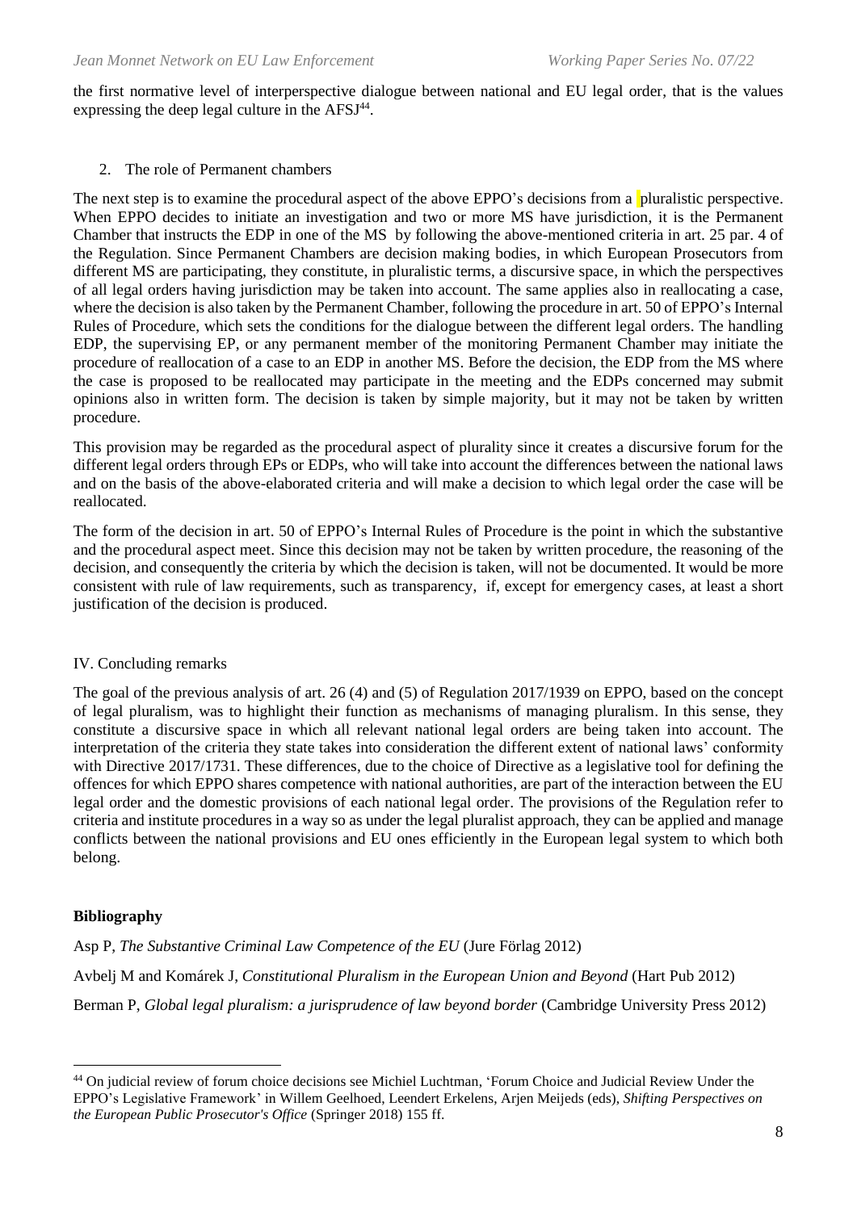the first normative level of interperspective dialogue between national and EU legal order, that is the values expressing the deep legal culture in the AFSJ[44].

## 2. The role of Permanent chambers

The next step is to examine the procedural aspect of the above EPPO's decisions from a pluralistic perspective. When EPPO decides to initiate an investigation and two or more MS have jurisdiction, it is the Permanent Chamber that instructs the EDP in one of the MS by following the above-mentioned criteria in art. 25 par. 4 of the Regulation. Since Permanent Chambers are decision making bodies, in which European Prosecutors from different MS are participating, they constitute, in pluralistic terms, a discursive space, in which the perspectives of all legal orders having jurisdiction may be taken into account. The same applies also in reallocating a case, where the decision is also taken by the Permanent Chamber, following the procedure in art. 50 of EPPO's Internal Rules of Procedure, which sets the conditions for the dialogue between the different legal orders. The handling EDP, the supervising EP, or any permanent member of the monitoring Permanent Chamber may initiate the procedure of reallocation of a case to an EDP in another MS. Before the decision, the EDP from the MS where the case is proposed to be reallocated may participate in the meeting and the EDPs concerned may submit opinions also in written form. The decision is taken by simple majority, but it may not be taken by written procedure.

This provision may be regarded as the procedural aspect of plurality since it creates a discursive forum for the different legal orders through EPs or EDPs, who will take into account the differences between the national laws and on the basis of the above-elaborated criteria and will make a decision to which legal order the case will be reallocated.

The form of the decision in art. 50 of EPPO's Internal Rules of Procedure is the point in which the substantive and the procedural aspect meet. Since this decision may not be taken by written procedure, the reasoning of the decision, and consequently the criteria by which the decision is taken, will not be documented. It would be more consistent with rule of law requirements, such as transparency, if, except for emergency cases, at least a short justification of the decision is produced.

# IV. Concluding remarks

The goal of the previous analysis of art. 26 (4) and (5) of Regulation 2017/1939 on EPPO, based on the concept of legal pluralism, was to highlight their function as mechanisms of managing pluralism. In this sense, they constitute a discursive space in which all relevant national legal orders are being taken into account. The interpretation of the criteria they state takes into consideration the different extent of national laws' conformity with Directive 2017/1731. These differences, due to the choice of Directive as a legislative tool for defining the offences for which EPPO shares competence with national authorities, are part of the interaction between the EU legal order and the domestic provisions of each national legal order. The provisions of the Regulation refer to criteria and institute procedures in a way so as under the legal pluralist approach, they can be applied and manage conflicts between the national provisions and EU ones efficiently in the European legal system to which both belong.

# **Bibliography**

Asp P, *The Substantive Criminal Law Competence of the EU* (Jure Förlag 2012)

Avbelj M and Komárek J, *Constitutional Pluralism in the European Union and Beyond* (Hart Pub 2012)

Berman P, *Global legal pluralism: a jurisprudence of law beyond border* (Cambridge University Press 2012)

---

[44] On judicial review of forum choice decisions see Michiel Luchtman, 'Forum Choice and Judicial Review Under the EPPO's Legislative Framework' in Willem Geelhoed, Leendert Erkelens, Arjen Meijeds (eds), *Shifting Perspectives on the European Public Prosecutor's Office* (Springer 2018) 155 ff.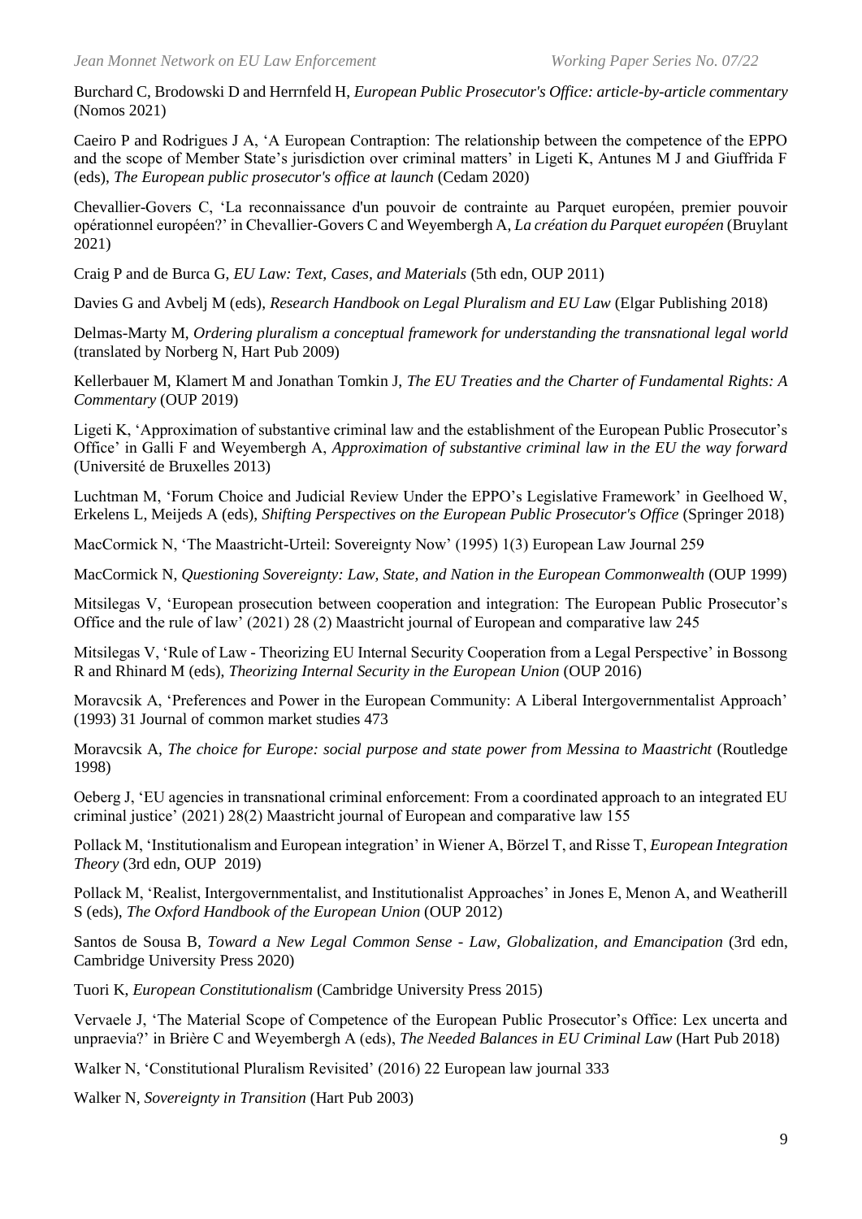Burchard C, Brodowski D and Herrnfeld H, *European Public Prosecutor's Office: article-by-article commentary* (Nomos 2021)

Caeiro P and Rodrigues J A, 'A European Contraption: The relationship between the competence of the EPPO and the scope of Member State's jurisdiction over criminal matters' in Ligeti K, Antunes M J and Giuffrida F (eds), *The European public prosecutor's office at launch* (Cedam 2020)

Chevallier-Govers C, 'La reconnaissance d'un pouvoir de contrainte au Parquet européen, premier pouvoir opérationnel européen?' in Chevallier-Govers C and Weyembergh A, *La création du Parquet européen* (Bruylant 2021)

Craig P and de Burca G, *EU Law: Text, Cases, and Materials* (5th edn, OUP 2011)

Davies G and Avbelj M (eds), *Research Handbook on Legal Pluralism and EU Law* (Elgar Publishing 2018)

Delmas-Marty M, *Ordering pluralism a conceptual framework for understanding the transnational legal world* (translated by Norberg N, Hart Pub 2009)

Kellerbauer M, Klamert M and Jonathan Tomkin J, *The EU Treaties and the Charter of Fundamental Rights: A Commentary* (OUP 2019)

Ligeti K, 'Approximation of substantive criminal law and the establishment of the European Public Prosecutor's Office' in Galli F and Weyembergh A, *Approximation of substantive criminal law in the EU the way forward* (Université de Bruxelles 2013)

Luchtman M, 'Forum Choice and Judicial Review Under the EPPO's Legislative Framework' in Geelhoed W, Erkelens L, Meijeds A (eds), *Shifting Perspectives on the European Public Prosecutor's Office* (Springer 2018)

MacCormick N, 'The Maastricht-Urteil: Sovereignty Now' (1995) 1(3) European Law Journal 259

MacCormick N, *Questioning Sovereignty: Law, State, and Nation in the European Commonwealth* (OUP 1999)

Mitsilegas V, 'European prosecution between cooperation and integration: The European Public Prosecutor's Office and the rule of law' (2021) 28 (2) Maastricht journal of European and comparative law 245

Mitsilegas V, 'Rule of Law - Theorizing EU Internal Security Cooperation from a Legal Perspective' in Bossong R and Rhinard M (eds), *Theorizing Internal Security in the European Union* (OUP 2016)

Moravcsik A, 'Preferences and Power in the European Community: A Liberal Intergovernmentalist Approach' (1993) 31 Journal of common market studies 473

Moravcsik A, *The choice for Europe: social purpose and state power from Messina to Maastricht* (Routledge 1998)

Oeberg J, 'EU agencies in transnational criminal enforcement: From a coordinated approach to an integrated EU criminal justice' (2021) 28(2) Maastricht journal of European and comparative law 155

Pollack M, 'Institutionalism and European integration' in Wiener A, Börzel T, and Risse T, *European Integration Theory* (3rd edn, OUP 2019)

Pollack M, 'Realist, Intergovernmentalist, and Institutionalist Approaches' in Jones E, Menon A, and Weatherill S (eds), *The Oxford Handbook of the European Union* (OUP 2012)

Santos de Sousa B, *Toward a New Legal Common Sense - Law, Globalization, and Emancipation* (3rd edn, Cambridge University Press 2020)

Tuori K, *European Constitutionalism* (Cambridge University Press 2015)

Vervaele J, 'The Material Scope of Competence of the European Public Prosecutor's Office: Lex uncerta and unpraevia?' in Brière C and Weyembergh A (eds), *The Needed Balances in EU Criminal Law* (Hart Pub 2018)

Walker N, 'Constitutional Pluralism Revisited' (2016) 22 European law journal 333

Walker N, *Sovereignty in Transition* (Hart Pub 2003)